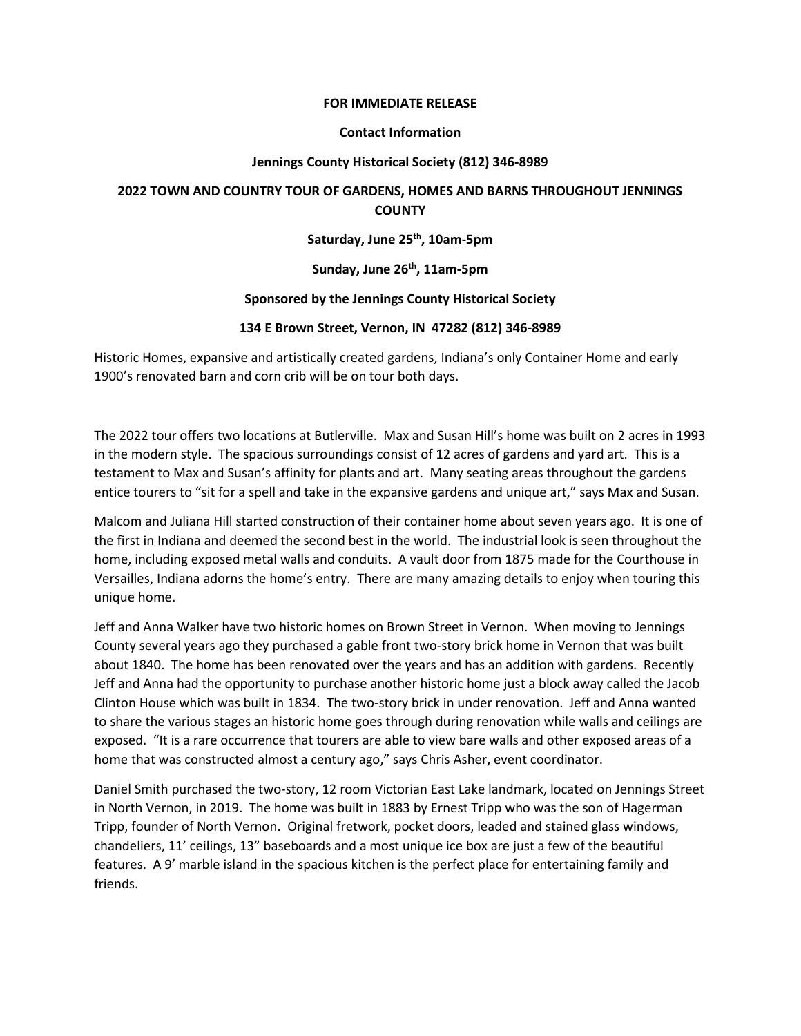**FOR IMMEDIATE RELEASE**

**Contact Information**

**Jennings County Historical Society (812) 346-8989**

# 2022 TOWN AND COUNTRY TOUR OF GARDENS, HOMES AND BARNS THROUGHOUT JENNINGS COUNTY

**Saturday, June 25th, 10am-5pm**

**Sunday, June 26th, 11am-5pm**

**Sponsored by the Jennings County Historical Society**

**134 E Brown Street, Vernon, IN 47282 (812) 346-8989**

Historic Homes, expansive and artistically created gardens, Indiana's only Container Home and early 1900's renovated barn and corn crib will be on tour both days.

The 2022 tour offers two locations at Butlerville. Max and Susan Hill's home was built on 2 acres in 1993 in the modern style. The spacious surroundings consist of 12 acres of gardens and yard art. This is a testament to Max and Susan's affinity for plants and art. Many seating areas throughout the gardens entice tourers to "sit for a spell and take in the expansive gardens and unique art," says Max and Susan.

Malcom and Juliana Hill started construction of their container home about seven years ago. It is one of the first in Indiana and deemed the second best in the world. The industrial look is seen throughout the home, including exposed metal walls and conduits. A vault door from 1875 made for the Courthouse in Versailles, Indiana adorns the home's entry. There are many amazing details to enjoy when touring this unique home.

Jeff and Anna Walker have two historic homes on Brown Street in Vernon. When moving to Jennings County several years ago they purchased a gable front two-story brick home in Vernon that was built about 1840. The home has been renovated over the years and has an addition with gardens. Recently Jeff and Anna had the opportunity to purchase another historic home just a block away called the Jacob Clinton House which was built in 1834. The two-story brick in under renovation. Jeff and Anna wanted to share the various stages an historic home goes through during renovation while walls and ceilings are exposed. "It is a rare occurrence that tourers are able to view bare walls and other exposed areas of a home that was constructed almost a century ago," says Chris Asher, event coordinator.

Daniel Smith purchased the two-story, 12 room Victorian East Lake landmark, located on Jennings Street in North Vernon, in 2019. The home was built in 1883 by Ernest Tripp who was the son of Hagerman Tripp, founder of North Vernon. Original fretwork, pocket doors, leaded and stained glass windows, chandeliers, 11' ceilings, 13" baseboards and a most unique ice box are just a few of the beautiful features. A 9' marble island in the spacious kitchen is the perfect place for entertaining family and friends.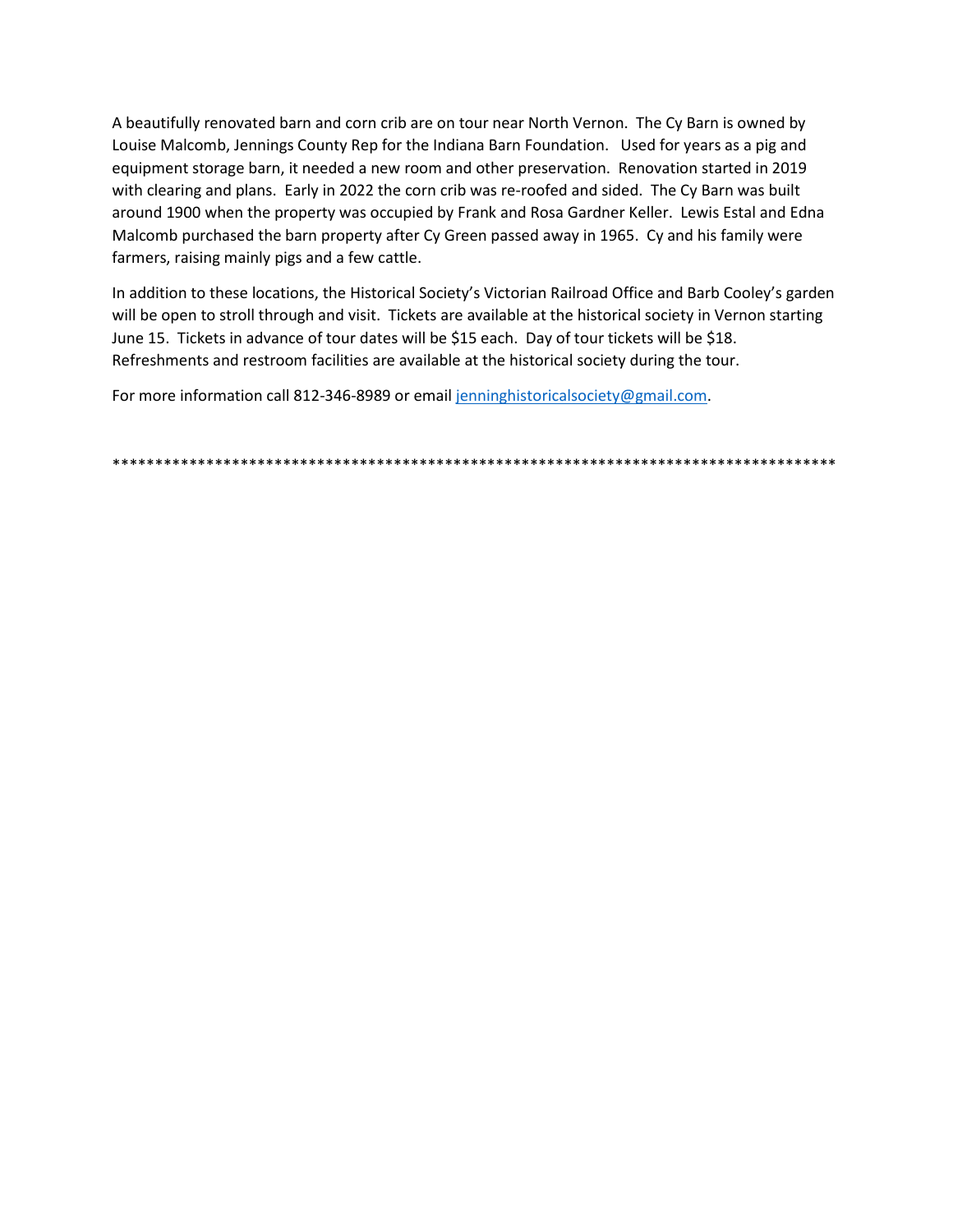A beautifully renovated barn and corn crib are on tour near North Vernon. The Cy Barn is owned by Louise Malcomb, Jennings County Rep for the Indiana Barn Foundation. Used for years as a pig and equipment storage barn, it needed a new room and other preservation. Renovation started in 2019 with clearing and plans. Early in 2022 the corn crib was re-roofed and sided. The Cy Barn was built around 1900 when the property was occupied by Frank and Rosa Gardner Keller. Lewis Estal and Edna Malcomb purchased the barn property after Cy Green passed away in 1965. Cy and his family were farmers, raising mainly pigs and a few cattle.

In addition to these locations, the Historical Society's Victorian Railroad Office and Barb Cooley's garden will be open to stroll through and visit. Tickets are available at the historical society in Vernon starting June 15. Tickets in advance of tour dates will be $15 each. Day of tour tickets will be $18. Refreshments and restroom facilities are available at the historical society during the tour.

For more information call 812-346-8989 or email jenninghistoricalsociety@gmail.com.

**************************************************************************************